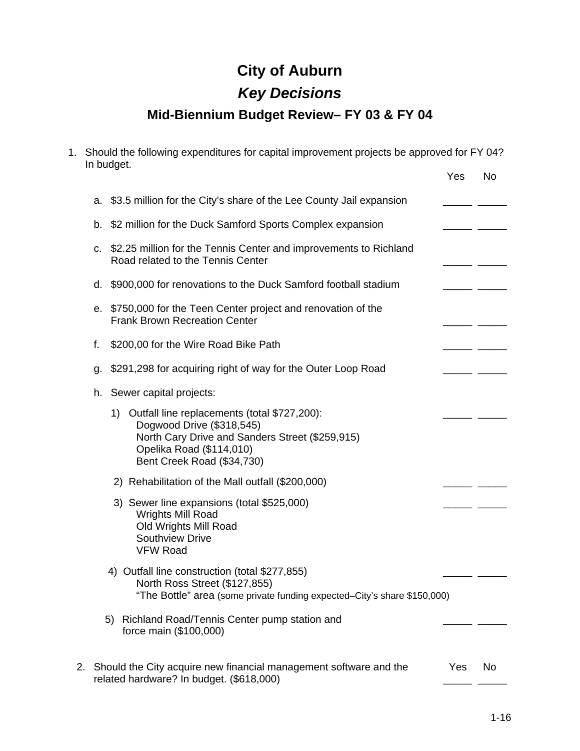# City of Auburn

## *Key Decisions*

### Mid-Biennium Budget Review– FY 03 & FY 04

1. Should the following expenditures for capital improvement projects be approved for FY 04? In budget.

| | Yes | No |
|---|---|---|
| a. $3.5 million for the City's share of the Lee County Jail expansion | _____ | _____ |
| b. $2 million for the Duck Samford Sports Complex expansion | _____ | _____ |
| c. $2.25 million for the Tennis Center and improvements to Richland Road related to the Tennis Center | _____ | _____ |
| d. $900,000 for renovations to the Duck Samford football stadium | _____ | _____ |
| e. $750,000 for the Teen Center project and renovation of the Frank Brown Recreation Center | _____ | _____ |
| f. $200,00 for the Wire Road Bike Path | _____ | _____ |
| g. $291,298 for acquiring right of way for the Outer Loop Road | _____ | _____ |
| h. Sewer capital projects: | | |
| 1) Outfall line replacements (total $727,200): Dogwood Drive ($318,545); North Cary Drive and Sanders Street ($259,915); Opelika Road ($114,010); Bent Creek Road ($34,730) | _____ | _____ |
| 2) Rehabilitation of the Mall outfall ($200,000) | _____ | _____ |
| 3) Sewer line expansions (total $525,000): Wrights Mill Road; Old Wrights Mill Road; Southview Drive; VFW Road | _____ | _____ |
| 4) Outfall line construction (total $277,855): North Ross Street ($127,855); "The Bottle" area (some private funding expected–City's share $150,000) | _____ | _____ |
| 5) Richland Road/Tennis Center pump station and force main ($100,000) | _____ | _____ |

2. Should the City acquire new financial management software and the related hardware? In budget. ($618,000)

| Yes | No |
|---|---|
| _____ | _____ |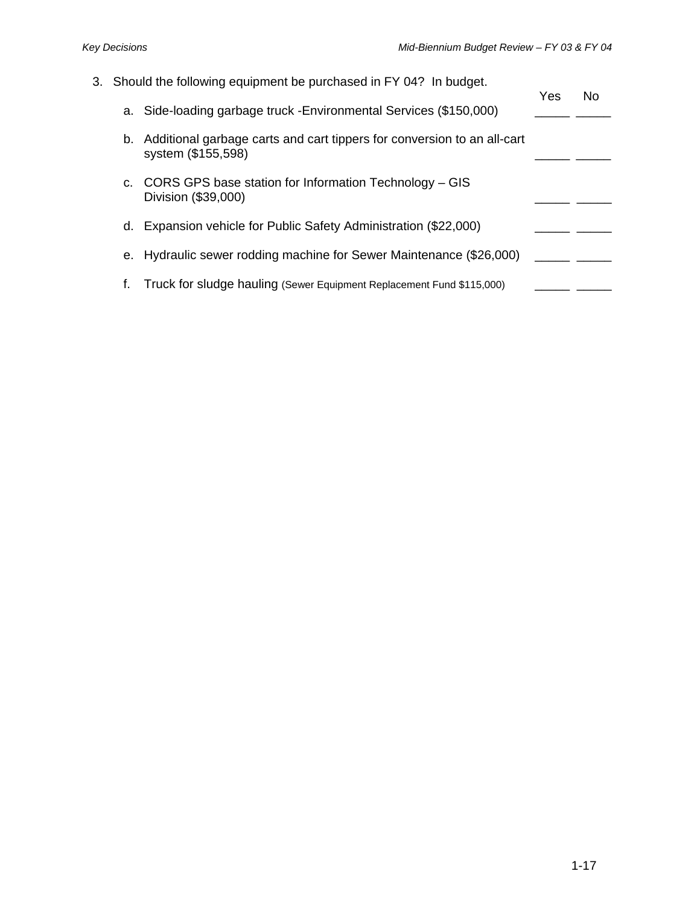3. Should the following equipment be purchased in FY 04? In budget.

| | Yes | No |
|---|---|---|
| a. Side-loading garbage truck -Environmental Services ($150,000) | _____ | _____ |
| b. Additional garbage carts and cart tippers for conversion to an all-cart system ($155,598) | _____ | _____ |
| c. CORS GPS base station for Information Technology – GIS Division ($39,000) | _____ | _____ |
| d. Expansion vehicle for Public Safety Administration ($22,000) | _____ | _____ |
| e. Hydraulic sewer rodding machine for Sewer Maintenance ($26,000) | _____ | _____ |
| f. Truck for sludge hauling (Sewer Equipment Replacement Fund $115,000) | _____ | _____ |